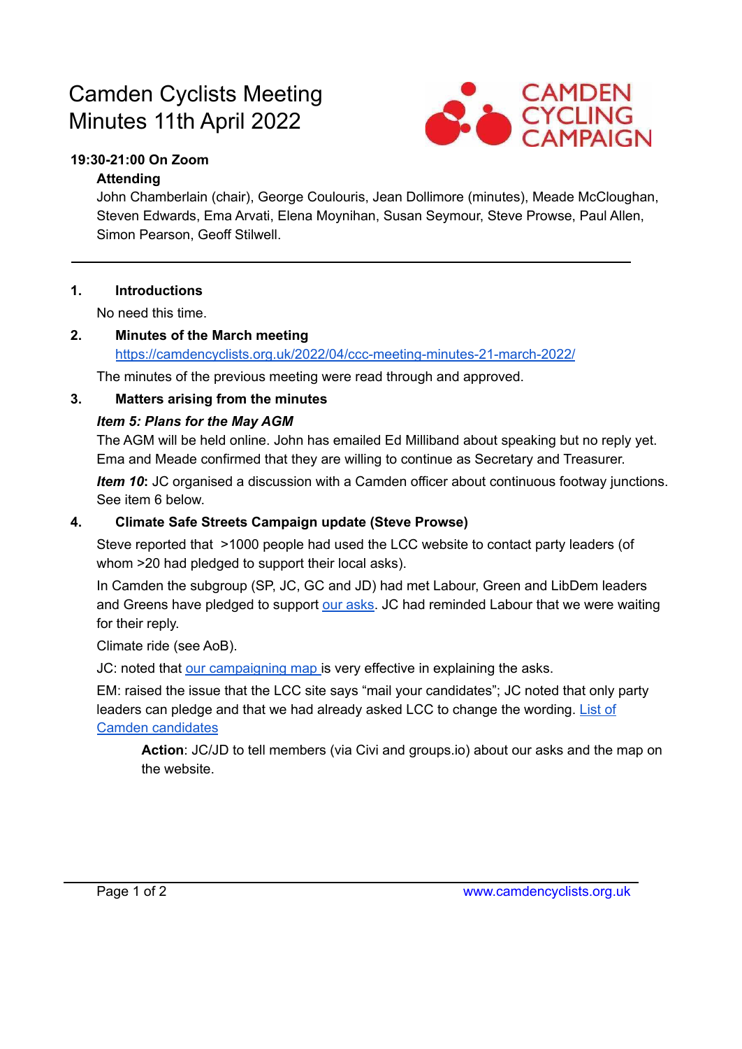# Camden Cyclists Meeting Minutes 11th April 2022

**19:30-21:00 On Zoom**

**Attending**

John Chamberlain (chair), George Coulouris, Jean Dollimore (minutes), Meade McCloughan, Steven Edwards, Ema Arvati, Elena Moynihan, Susan Seymour, Steve Prowse, Paul Allen, Simon Pearson, Geoff Stilwell.

---

## 1. Introductions

No need this time.

## 2. Minutes of the March meeting

https://camdencyclists.org.uk/2022/04/ccc-meeting-minutes-21-march-2022/

The minutes of the previous meeting were read through and approved.

## 3. Matters arising from the minutes

***Item 5: Plans for the May AGM***

The AGM will be held online. John has emailed Ed Milliband about speaking but no reply yet. Ema and Meade confirmed that they are willing to continue as Secretary and Treasurer.

***Item 10*:** JC organised a discussion with a Camden officer about continuous footway junctions. See item 6 below.

## 4. Climate Safe Streets Campaign update (Steve Prowse)

Steve reported that >1000 people had used the LCC website to contact party leaders (of whom >20 had pledged to support their local asks).

In Camden the subgroup (SP, JC, GC and JD) had met Labour, Green and LibDem leaders and Greens have pledged to support our asks. JC had reminded Labour that we were waiting for their reply.

Climate ride (see AoB).

JC: noted that our campaigning map is very effective in explaining the asks.

EM: raised the issue that the LCC site says "mail your candidates"; JC noted that only party leaders can pledge and that we had already asked LCC to change the wording. List of Camden candidates

> **Action**: JC/JD to tell members (via Civi and groups.io) about our asks and the map on the website.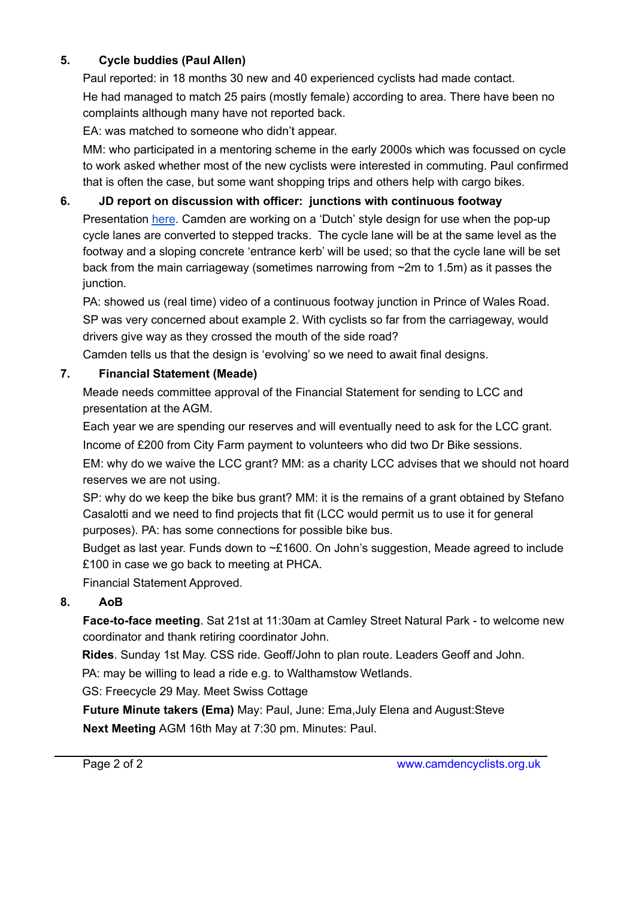### 5. Cycle buddies (Paul Allen)

Paul reported: in 18 months 30 new and 40 experienced cyclists had made contact.

He had managed to match 25 pairs (mostly female) according to area. There have been no complaints although many have not reported back.

EA: was matched to someone who didn't appear.

MM: who participated in a mentoring scheme in the early 2000s which was focussed on cycle to work asked whether most of the new cyclists were interested in commuting. Paul confirmed that is often the case, but some want shopping trips and others help with cargo bikes.

### 6. JD report on discussion with officer: junctions with continuous footway

Presentation [here](). Camden are working on a 'Dutch' style design for use when the pop-up cycle lanes are converted to stepped tracks. The cycle lane will be at the same level as the footway and a sloping concrete 'entrance kerb' will be used; so that the cycle lane will be set back from the main carriageway (sometimes narrowing from ~2m to 1.5m) as it passes the junction.

PA: showed us (real time) video of a continuous footway junction in Prince of Wales Road.

SP was very concerned about example 2. With cyclists so far from the carriageway, would drivers give way as they crossed the mouth of the side road?

Camden tells us that the design is 'evolving' so we need to await final designs.

### 7. Financial Statement (Meade)

Meade needs committee approval of the Financial Statement for sending to LCC and presentation at the AGM.

Each year we are spending our reserves and will eventually need to ask for the LCC grant.

Income of £200 from City Farm payment to volunteers who did two Dr Bike sessions.

EM: why do we waive the LCC grant? MM: as a charity LCC advises that we should not hoard reserves we are not using.

SP: why do we keep the bike bus grant? MM: it is the remains of a grant obtained by Stefano Casalotti and we need to find projects that fit (LCC would permit us to use it for general purposes). PA: has some connections for possible bike bus.

Budget as last year. Funds down to ~£1600. On John's suggestion, Meade agreed to include £100 in case we go back to meeting at PHCA.

Financial Statement Approved.

### 8. AoB

**Face-to-face meeting**. Sat 21st at 11:30am at Camley Street Natural Park - to welcome new coordinator and thank retiring coordinator John.

**Rides**. Sunday 1st May. CSS ride. Geoff/John to plan route. Leaders Geoff and John.

PA: may be willing to lead a ride e.g. to Walthamstow Wetlands.

GS: Freecycle 29 May. Meet Swiss Cottage

**Future Minute takers (Ema)** May: Paul, June: Ema,July Elena and August:Steve

**Next Meeting** AGM 16th May at 7:30 pm. Minutes: Paul.